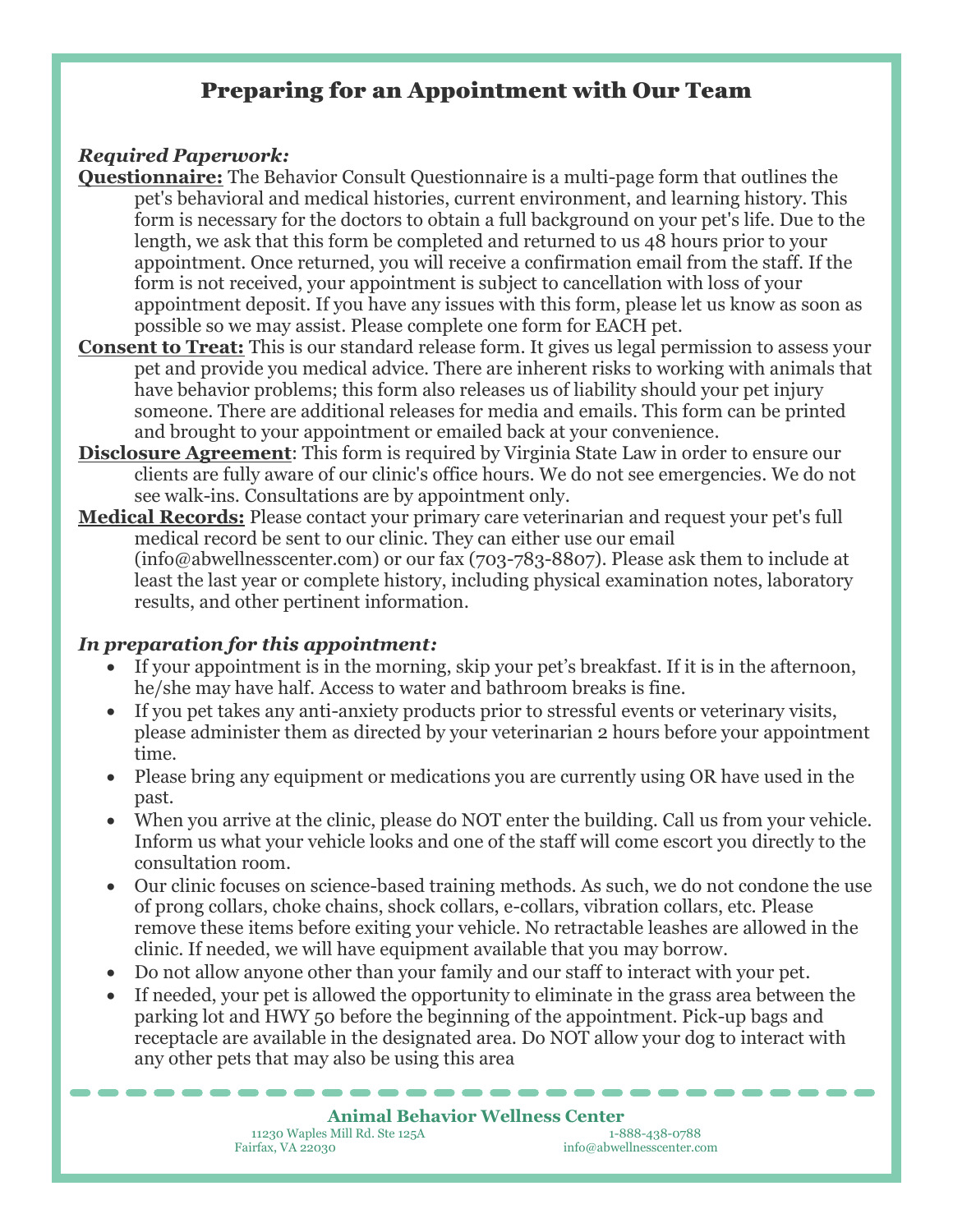# Preparing for an Appointment with Our Team

***Required Paperwork:***

**Questionnaire:** The Behavior Consult Questionnaire is a multi-page form that outlines the pet's behavioral and medical histories, current environment, and learning history. This form is necessary for the doctors to obtain a full background on your pet's life. Due to the length, we ask that this form be completed and returned to us 48 hours prior to your appointment. Once returned, you will receive a confirmation email from the staff. If the form is not received, your appointment is subject to cancellation with loss of your appointment deposit. If you have any issues with this form, please let us know as soon as possible so we may assist. Please complete one form for EACH pet.

**Consent to Treat:** This is our standard release form. It gives us legal permission to assess your pet and provide you medical advice. There are inherent risks to working with animals that have behavior problems; this form also releases us of liability should your pet injury someone. There are additional releases for media and emails. This form can be printed and brought to your appointment or emailed back at your convenience.

**Disclosure Agreement**: This form is required by Virginia State Law in order to ensure our clients are fully aware of our clinic's office hours. We do not see emergencies. We do not see walk-ins. Consultations are by appointment only.

**Medical Records:** Please contact your primary care veterinarian and request your pet's full medical record be sent to our clinic. They can either use our email (info@abwellnesscenter.com) or our fax (703-783-8807). Please ask them to include at least the last year or complete history, including physical examination notes, laboratory results, and other pertinent information.

***In preparation for this appointment:***

- If your appointment is in the morning, skip your pet's breakfast. If it is in the afternoon, he/she may have half. Access to water and bathroom breaks is fine.
- If you pet takes any anti-anxiety products prior to stressful events or veterinary visits, please administer them as directed by your veterinarian 2 hours before your appointment time.
- Please bring any equipment or medications you are currently using OR have used in the past.
- When you arrive at the clinic, please do NOT enter the building. Call us from your vehicle. Inform us what your vehicle looks and one of the staff will come escort you directly to the consultation room.
- Our clinic focuses on science-based training methods. As such, we do not condone the use of prong collars, choke chains, shock collars, e-collars, vibration collars, etc. Please remove these items before exiting your vehicle. No retractable leashes are allowed in the clinic. If needed, we will have equipment available that you may borrow.
- Do not allow anyone other than your family and our staff to interact with your pet.
- If needed, your pet is allowed the opportunity to eliminate in the grass area between the parking lot and HWY 50 before the beginning of the appointment. Pick-up bags and receptacle are available in the designated area. Do NOT allow your dog to interact with any other pets that may also be using this area

**Animal Behavior Wellness Center**

11230 Waples Mill Rd. Ste 125A
Fairfax, VA 22030

1-888-438-0788
info@abwellnesscenter.com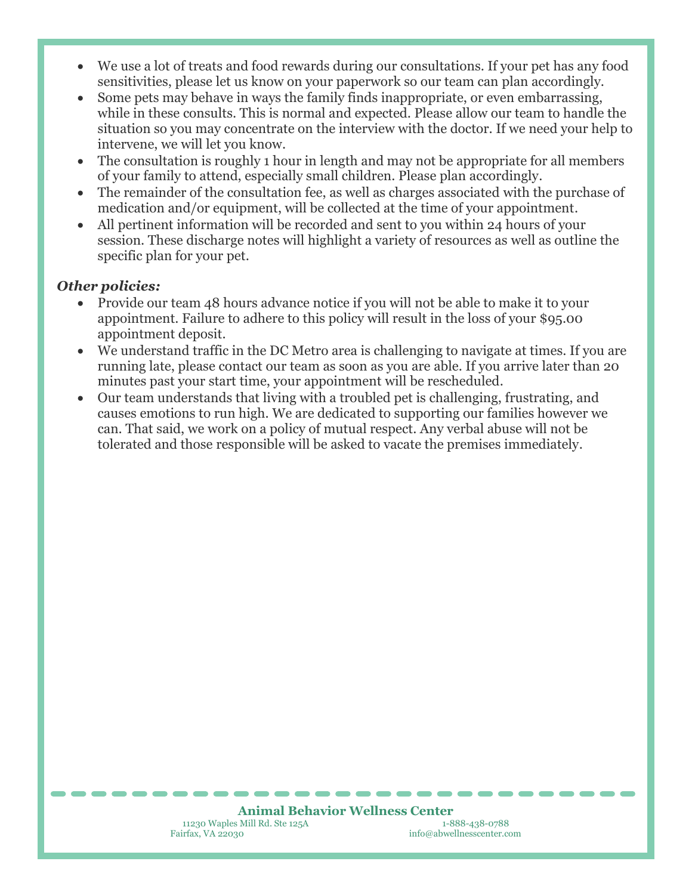- We use a lot of treats and food rewards during our consultations. If your pet has any food sensitivities, please let us know on your paperwork so our team can plan accordingly.
- Some pets may behave in ways the family finds inappropriate, or even embarrassing, while in these consults. This is normal and expected. Please allow our team to handle the situation so you may concentrate on the interview with the doctor. If we need your help to intervene, we will let you know.
- The consultation is roughly 1 hour in length and may not be appropriate for all members of your family to attend, especially small children. Please plan accordingly.
- The remainder of the consultation fee, as well as charges associated with the purchase of medication and/or equipment, will be collected at the time of your appointment.
- All pertinent information will be recorded and sent to you within 24 hours of your session. These discharge notes will highlight a variety of resources as well as outline the specific plan for your pet.

***Other policies:***

- Provide our team 48 hours advance notice if you will not be able to make it to your appointment. Failure to adhere to this policy will result in the loss of your $95.00 appointment deposit.
- We understand traffic in the DC Metro area is challenging to navigate at times. If you are running late, please contact our team as soon as you are able. If you arrive later than 20 minutes past your start time, your appointment will be rescheduled.
- Our team understands that living with a troubled pet is challenging, frustrating, and causes emotions to run high. We are dedicated to supporting our families however we can. That said, we work on a policy of mutual respect. Any verbal abuse will not be tolerated and those responsible will be asked to vacate the premises immediately.

**Animal Behavior Wellness Center**

11230 Waples Mill Rd. Ste 125A
Fairfax, VA 22030

1-888-438-0788
info@abwellnesscenter.com